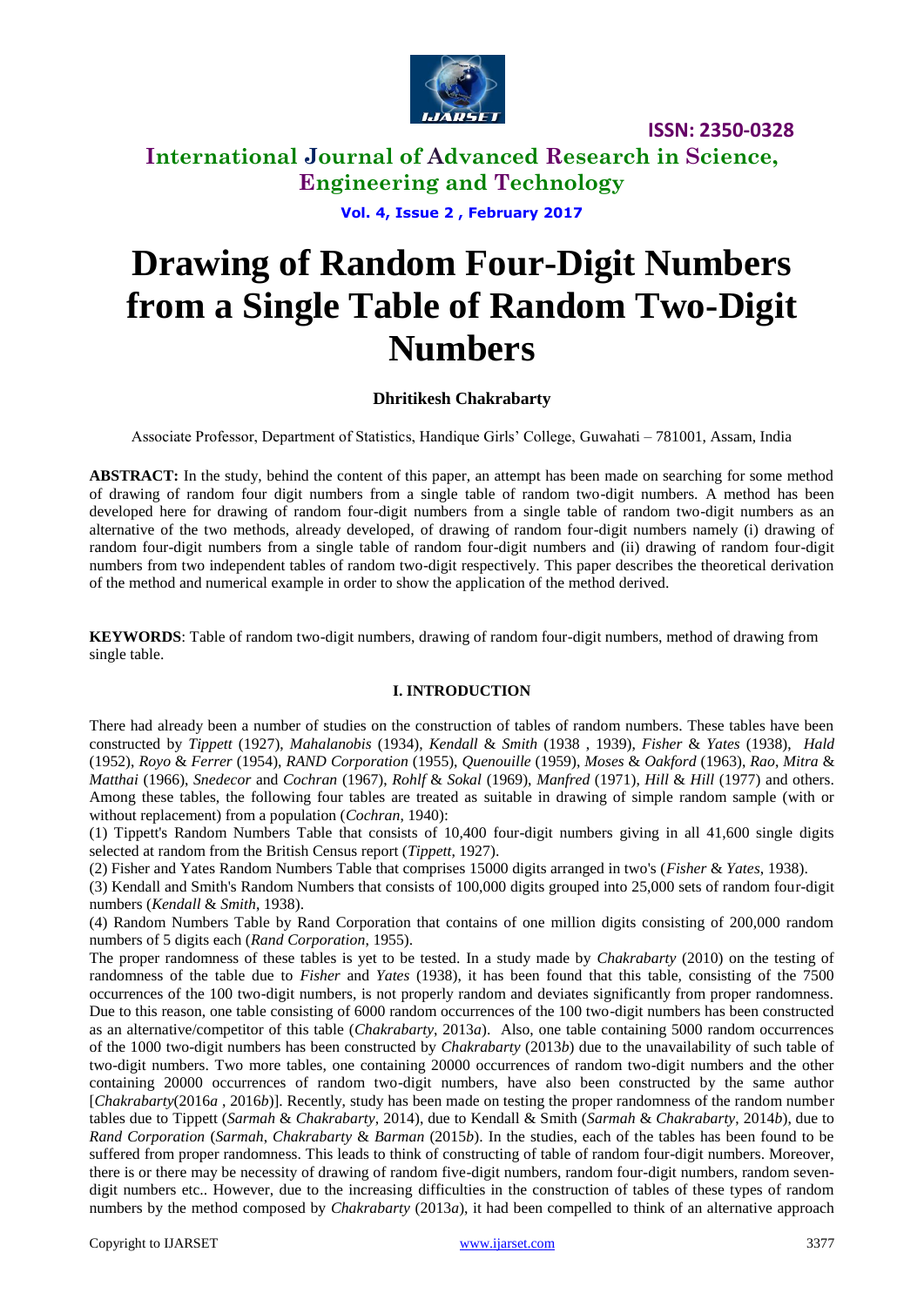# Drawing of Random Four-Digit Numbers from a Single Table of Random Two-Digit Numbers

**Dhritikesh Chakrabarty**

Associate Professor, Department of Statistics, Handique Girls' College, Guwahati – 781001, Assam, India

**ABSTRACT:** In the study, behind the content of this paper, an attempt has been made on searching for some method of drawing of random four digit numbers from a single table of random two-digit numbers. A method has been developed here for drawing of random four-digit numbers from a single table of random two-digit numbers as an alternative of the two methods, already developed, of drawing of random four-digit numbers namely (i) drawing of random four-digit numbers from a single table of random four-digit numbers and (ii) drawing of random four-digit numbers from two independent tables of random two-digit respectively. This paper describes the theoretical derivation of the method and numerical example in order to show the application of the method derived.

**KEYWORDS**: Table of random two-digit numbers, drawing of random four-digit numbers, method of drawing from single table.

## I. INTRODUCTION

There had already been a number of studies on the construction of tables of random numbers. These tables have been constructed by *Tippett* (1927), *Mahalanobis* (1934), *Kendall* & *Smith* (1938 , 1939), *Fisher* & *Yates* (1938), *Hald* (1952), *Royo* & *Ferrer* (1954), *RAND Corporation* (1955), *Quenouille* (1959), *Moses* & *Oakford* (1963), *Rao*, *Mitra* & *Matthai* (1966), *Snedecor* and *Cochran* (1967), *Rohlf* & *Sokal* (1969), *Manfred* (1971), *Hill* & *Hill* (1977) and others. Among these tables, the following four tables are treated as suitable in drawing of simple random sample (with or without replacement) from a population (*Cochran*, 1940):

(1) Tippett's Random Numbers Table that consists of 10,400 four-digit numbers giving in all 41,600 single digits selected at random from the British Census report (*Tippett*, 1927).

(2) Fisher and Yates Random Numbers Table that comprises 15000 digits arranged in two's (*Fisher* & *Yates*, 1938).

(3) Kendall and Smith's Random Numbers that consists of 100,000 digits grouped into 25,000 sets of random four-digit numbers (*Kendall* & *Smith*, 1938).

(4) Random Numbers Table by Rand Corporation that contains of one million digits consisting of 200,000 random numbers of 5 digits each (*Rand Corporation*, 1955).

The proper randomness of these tables is yet to be tested. In a study made by *Chakrabarty* (2010) on the testing of randomness of the table due to *Fisher* and *Yates* (1938), it has been found that this table, consisting of the 7500 occurrences of the 100 two-digit numbers, is not properly random and deviates significantly from proper randomness. Due to this reason, one table consisting of 6000 random occurrences of the 100 two-digit numbers has been constructed as an alternative/competitor of this table (*Chakrabarty*, 2013*a*). Also, one table containing 5000 random occurrences of the 1000 two-digit numbers has been constructed by *Chakrabarty* (2013*b*) due to the unavailability of such table of two-digit numbers. Two more tables, one containing 20000 occurrences of random two-digit numbers and the other containing 20000 occurrences of random two-digit numbers, have also been constructed by the same author [*Chakrabarty*(2016*a* , 2016*b*)]. Recently, study has been made on testing the proper randomness of the random number tables due to Tippett (*Sarmah* & *Chakrabarty*, 2014), due to Kendall & Smith (*Sarmah* & *Chakrabarty*, 2014*b*), due to *Rand Corporation* (*Sarmah*, *Chakrabarty* & *Barman* (2015*b*). In the studies, each of the tables has been found to be suffered from proper randomness. This leads to think of constructing of table of random four-digit numbers. Moreover, there is or there may be necessity of drawing of random five-digit numbers, random four-digit numbers, random seven-digit numbers etc.. However, due to the increasing difficulties in the construction of tables of these types of random numbers by the method composed by *Chakrabarty* (2013*a*), it had been compelled to think of an alternative approach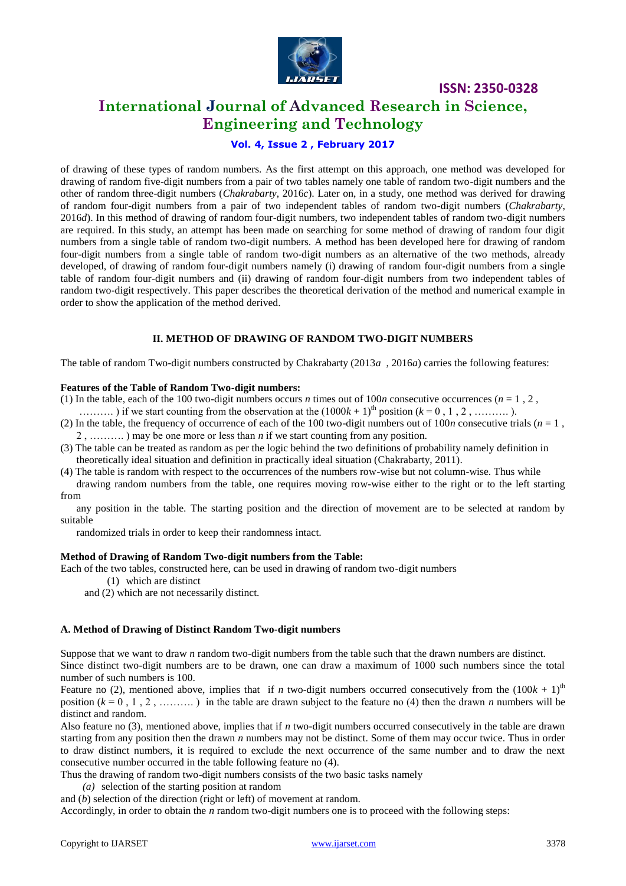of drawing of these types of random numbers. As the first attempt on this approach, one method was developed for drawing of random five-digit numbers from a pair of two tables namely one table of random two-digit numbers and the other of random three-digit numbers (*Chakrabarty*, 2016*c*). Later on, in a study, one method was derived for drawing of random four-digit numbers from a pair of two independent tables of random two-digit numbers (*Chakrabarty*, 2016*d*). In this method of drawing of random four-digit numbers, two independent tables of random two-digit numbers are required. In this study, an attempt has been made on searching for some method of drawing of random four digit numbers from a single table of random two-digit numbers. A method has been developed here for drawing of random four-digit numbers from a single table of random two-digit numbers as an alternative of the two methods, already developed, of drawing of random four-digit numbers namely (i) drawing of random four-digit numbers from a single table of random four-digit numbers and (ii) drawing of random four-digit numbers from two independent tables of random two-digit respectively. This paper describes the theoretical derivation of the method and numerical example in order to show the application of the method derived.

## II. METHOD OF DRAWING OF RANDOM TWO-DIGIT NUMBERS

The table of random Two-digit numbers constructed by Chakrabarty (2013*a* , 2016*a*) carries the following features:

**Features of the Table of Random Two-digit numbers:**

(1) In the table, each of the 100 two-digit numbers occurs $n$ times out of $100n$ consecutive occurrences ($n = 1, 2, \ldots\ldots\ldots$) if we start counting from the observation at the $(1000k + 1)^{th}$ position ($k = 0, 1, 2, \ldots\ldots\ldots$).

(2) In the table, the frequency of occurrence of each of the 100 two-digit numbers out of $100n$ consecutive trials ($n = 1, 2, \ldots\ldots\ldots$) may be one more or less than $n$ if we start counting from any position.

(3) The table can be treated as random as per the logic behind the two definitions of probability namely definition in theoretically ideal situation and definition in practically ideal situation (Chakrabarty, 2011).

(4) The table is random with respect to the occurrences of the numbers row-wise but not column-wise. Thus while drawing random numbers from the table, one requires moving row-wise either to the right or to the left starting from any position in the table. The starting position and the direction of movement are to be selected at random by suitable randomized trials in order to keep their randomness intact.

**Method of Drawing of Random Two-digit numbers from the Table:**

Each of the two tables, constructed here, can be used in drawing of random two-digit numbers

(1) which are distinct

and (2) which are not necessarily distinct.

### A. Method of Drawing of Distinct Random Two-digit numbers

Suppose that we want to draw $n$ random two-digit numbers from the table such that the drawn numbers are distinct. Since distinct two-digit numbers are to be drawn, one can draw a maximum of 1000 such numbers since the total number of such numbers is 100.

Feature no (2), mentioned above, implies that if $n$ two-digit numbers occurred consecutively from the $(100k + 1)^{th}$ position ($k = 0, 1, 2, \ldots\ldots\ldots$) in the table are drawn subject to the feature no (4) then the drawn $n$ numbers will be distinct and random.

Also feature no (3), mentioned above, implies that if $n$ two-digit numbers occurred consecutively in the table are drawn starting from any position then the drawn $n$ numbers may not be distinct. Some of them may occur twice. Thus in order to draw distinct numbers, it is required to exclude the next occurrence of the same number and to draw the next consecutive number occurred in the table following feature no (4).

Thus the drawing of random two-digit numbers consists of the two basic tasks namely

*(a)* selection of the starting position at random

and (*b*) selection of the direction (right or left) of movement at random.

Accordingly, in order to obtain the $n$ random two-digit numbers one is to proceed with the following steps: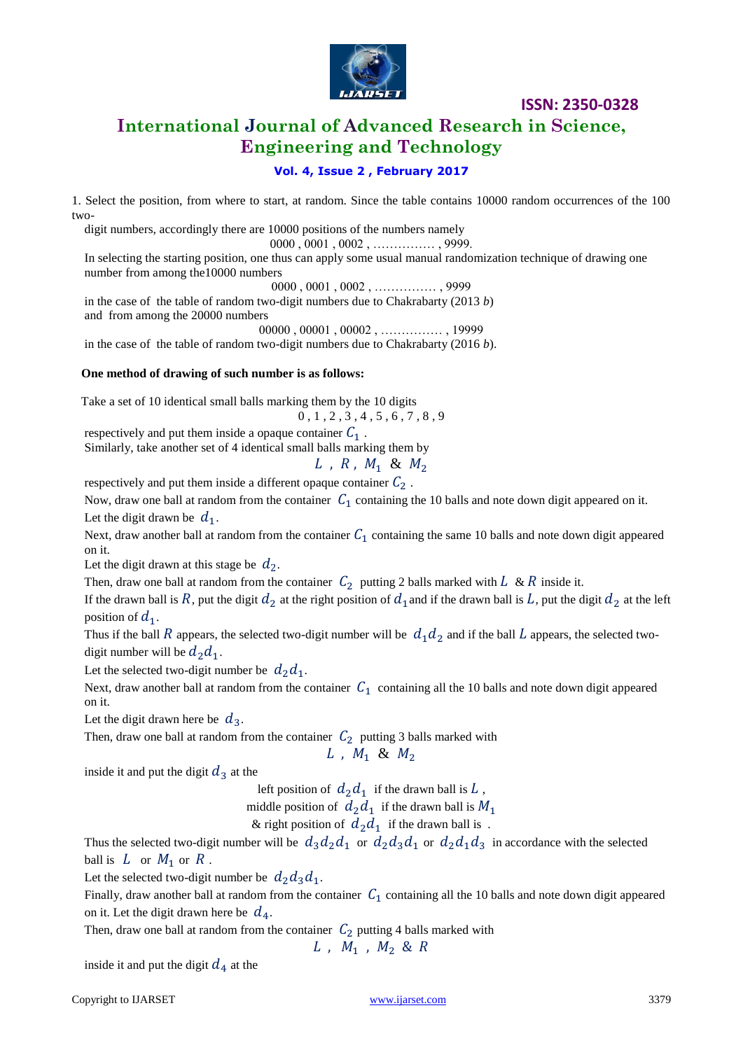1. Select the position, from where to start, at random. Since the table contains 10000 random occurrences of the 100 two-digit numbers, accordingly there are 10000 positions of the numbers namely

0000 , 0001 , 0002 , …………… , 9999.

In selecting the starting position, one thus can apply some usual manual randomization technique of drawing one number from among the10000 numbers

0000 , 0001 , 0002 , …………… , 9999

in the case of the table of random two-digit numbers due to Chakrabarty (2013 *b*) and from among the 20000 numbers

00000 , 00001 , 00002 , …………… , 19999

in the case of the table of random two-digit numbers due to Chakrabarty (2016 *b*).

**One method of drawing of such number is as follows:**

Take a set of 10 identical small balls marking them by the 10 digits

0 , 1 , 2 , 3 , 4 , 5 , 6 , 7 , 8 , 9

respectively and put them inside a opaque container $C_1$ .

Similarly, take another set of 4 identical small balls marking them by

$L$ , $R$ , $M_1$ & $M_2$

respectively and put them inside a different opaque container $C_2$ .

Now, draw one ball at random from the container $C_1$ containing the 10 balls and note down digit appeared on it. Let the digit drawn be $d_1$.

Next, draw another ball at random from the container $C_1$ containing the same 10 balls and note down digit appeared on it.

Let the digit drawn at this stage be $d_2$.

Then, draw one ball at random from the container $C_2$ putting 2 balls marked with $L$ & $R$ inside it.

If the drawn ball is $R$, put the digit $d_2$ at the right position of $d_1$and if the drawn ball is $L$, put the digit $d_2$ at the left position of $d_1$.

Thus if the ball $R$ appears, the selected two-digit number will be $d_1d_2$ and if the ball $L$ appears, the selected two-digit number will be $d_2d_1$.

Let the selected two-digit number be $d_2d_1$.

Next, draw another ball at random from the container $C_1$ containing all the 10 balls and note down digit appeared on it.

Let the digit drawn here be $d_3$.

Then, draw one ball at random from the container $C_2$ putting 3 balls marked with

$L$ , $M_1$ & $M_2$

inside it and put the digit $d_3$ at the

left position of $d_2d_1$ if the drawn ball is $L$ ,

middle position of $d_2d_1$ if the drawn ball is $M_1$

& right position of $d_2d_1$ if the drawn ball is .

Thus the selected two-digit number will be $d_3d_2d_1$ or $d_2d_3d_1$ or $d_2d_1d_3$ in accordance with the selected ball is $L$ or $M_1$ or $R$ .

Let the selected two-digit number be $d_2d_3d_1$.

Finally, draw another ball at random from the container $C_1$ containing all the 10 balls and note down digit appeared on it. Let the digit drawn here be $d_4$.

Then, draw one ball at random from the container $C_2$ putting 4 balls marked with

$L$ , $M_1$ , $M_2$ & $R$

inside it and put the digit $d_4$ at the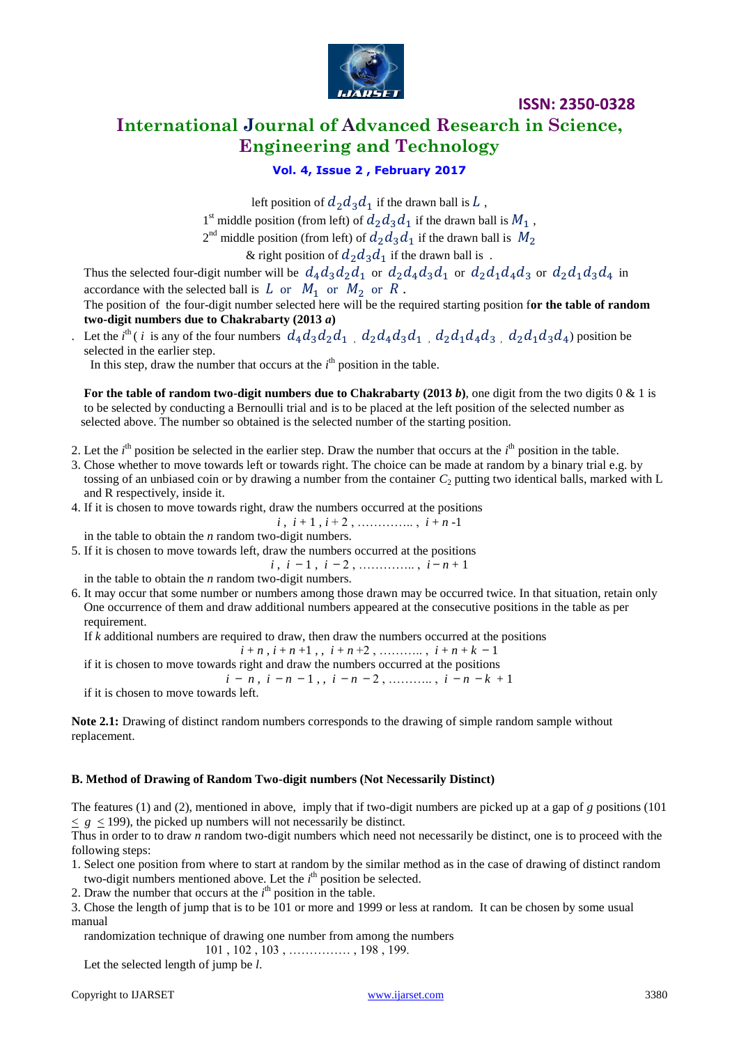left position of $d_2d_3d_1$ if the drawn ball is $L$ ,

1st middle position (from left) of $d_2d_3d_1$ if the drawn ball is $M_1$ ,

2nd middle position (from left) of $d_2d_3d_1$ if the drawn ball is $M_2$

& right position of $d_2d_3d_1$ if the drawn ball is .

Thus the selected four-digit number will be $d_4d_3d_2d_1$ or $d_2d_4d_3d_1$ or $d_2d_1d_4d_3$ or $d_2d_1d_3d_4$ in accordance with the selected ball is $L$ or $M_1$ or $M_2$ or $R$ .

The position of the four-digit number selected here will be the required starting position f**or the table of random two-digit numbers due to Chakrabarty (2013 *a*)**

. Let the $i^{th}$ ( $i$ is any of the four numbers $d_4d_3d_2d_1$ , $d_2d_4d_3d_1$ , $d_2d_1d_4d_3$ , $d_2d_1d_3d_4$) position be selected in the earlier step.

In this step, draw the number that occurs at the $i^{th}$ position in the table.

**For the table of random two-digit numbers due to Chakrabarty (2013 *b*)**, one digit from the two digits 0 & 1 is to be selected by conducting a Bernoulli trial and is to be placed at the left position of the selected number as selected above. The number so obtained is the selected number of the starting position.

2. Let the $i^{th}$ position be selected in the earlier step. Draw the number that occurs at the $i^{th}$ position in the table.
3. Chose whether to move towards left or towards right. The choice can be made at random by a binary trial e.g. by tossing of an unbiased coin or by drawing a number from the container $C_2$ putting two identical balls, marked with L and R respectively, inside it.
4. If it is chosen to move towards right, draw the numbers occurred at the positions

   $$i \,,\ i+1 \,,\ i+2 \,,\ \ldots\ldots\ldots\ldots ,\ i+n-1$$

   in the table to obtain the $n$ random two-digit numbers.
5. If it is chosen to move towards left, draw the numbers occurred at the positions

   $$i \,,\ i-1 \,,\ i-2 \,,\ \ldots\ldots\ldots\ldots ,\ i-n+1$$

   in the table to obtain the $n$ random two-digit numbers.
6. It may occur that some number or numbers among those drawn may be occurred twice. In that situation, retain only One occurrence of them and draw additional numbers appeared at the consecutive positions in the table as per requirement.

   If $k$ additional numbers are required to draw, then draw the numbers occurred at the positions

   $$i+n \,,\ i+n+1 \,,,\ i+n+2 \,,\ \ldots\ldots\ldots ,\ i+n+k-1$$

   if it is chosen to move towards right and draw the numbers occurred at the positions

   $$i-n \,,\ i-n-1 \,,,\ i-n-2 \,,\ \ldots\ldots\ldots ,\ i-n-k+1$$

   if it is chosen to move towards left.

**Note 2.1:** Drawing of distinct random numbers corresponds to the drawing of simple random sample without replacement.

### B. Method of Drawing of Random Two-digit numbers (Not Necessarily Distinct)

The features (1) and (2), mentioned in above, imply that if two-digit numbers are picked up at a gap of $g$ positions ($101 \leq g \leq 199$), the picked up numbers will not necessarily be distinct.

Thus in order to to draw $n$ random two-digit numbers which need not necessarily be distinct, one is to proceed with the following steps:

1. Select one position from where to start at random by the similar method as in the case of drawing of distinct random two-digit numbers mentioned above. Let the $i^{th}$ position be selected.
2. Draw the number that occurs at the $i^{th}$ position in the table.
3. Chose the length of jump that is to be 101 or more and 1999 or less at random. It can be chosen by some usual manual

   randomization technique of drawing one number from among the numbers

   $$101 \,,\ 102 \,,\ 103 \,,\ \ldots\ldots\ldots\ldots\ldots ,\ 198 \,,\ 199.$$

   Let the selected length of jump be $l$.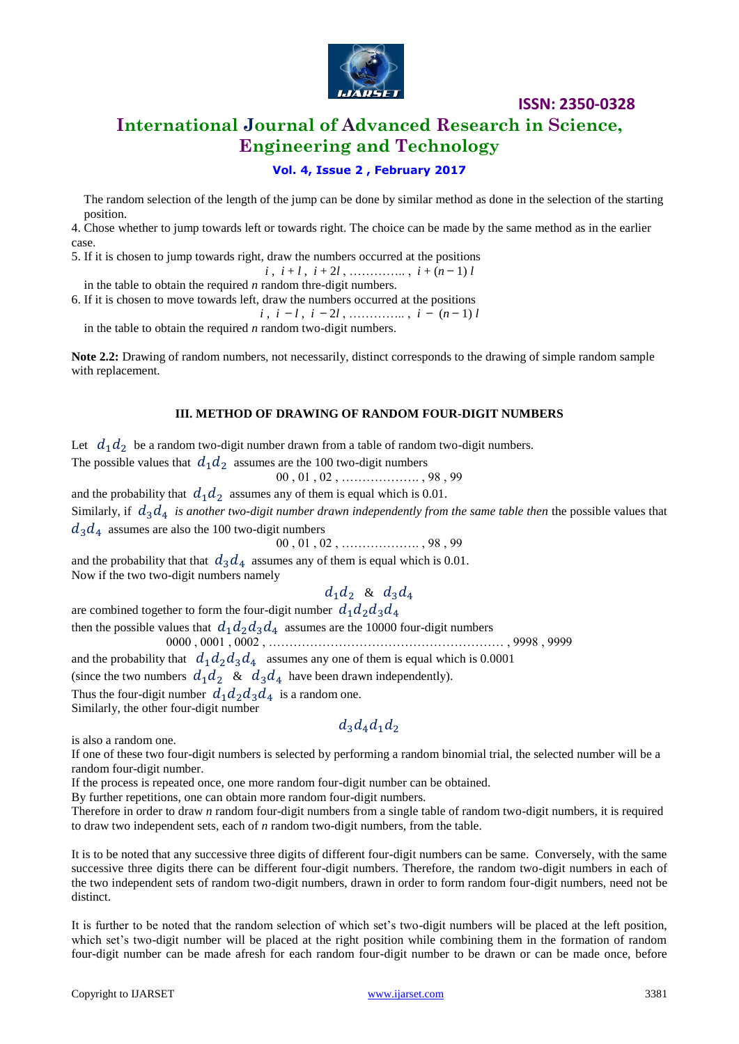The random selection of the length of the jump can be done by similar method as done in the selection of the starting position.

4. Chose whether to jump towards left or towards right. The choice can be made by the same method as in the earlier case.
5. If it is chosen to jump towards right, draw the numbers occurred at the positions

$$i\ ,\ i+l\ ,\ i+2l\ ,\ \ldots\ldots\ldots\ldots\ ,\ i+(n-1)\,l$$

   in the table to obtain the required $n$ random thre-digit numbers.
6. If it is chosen to move towards left, draw the numbers occurred at the positions

$$i\ ,\ i-l\ ,\ i-2l\ ,\ \ldots\ldots\ldots\ldots\ ,\ i-(n-1)\,l$$

   in the table to obtain the required $n$ random two-digit numbers.

**Note 2.2:** Drawing of random numbers, not necessarily, distinct corresponds to the drawing of simple random sample with replacement.

### III. METHOD OF DRAWING OF RANDOM FOUR-DIGIT NUMBERS

Let $d_1 d_2$ be a random two-digit number drawn from a table of random two-digit numbers.

The possible values that $d_1 d_2$ assumes are the 100 two-digit numbers

$$00\ ,\ 01\ ,\ 02\ ,\ \ldots\ldots\ldots\ldots\ldots\ ,\ 98\ ,\ 99$$

and the probability that $d_1 d_2$ assumes any of them is equal which is 0.01.

Similarly, if $d_3 d_4$ *is another two-digit number drawn independently from the same table then* the possible values that $d_3 d_4$ assumes are also the 100 two-digit numbers

$$00\ ,\ 01\ ,\ 02\ ,\ \ldots\ldots\ldots\ldots\ldots\ ,\ 98\ ,\ 99$$

and the probability that that $d_3 d_4$ assumes any of them is equal which is 0.01.

Now if the two two-digit numbers namely

$$d_1 d_2 \ \ \&\ \ d_3 d_4$$

are combined together to form the four-digit number $d_1 d_2 d_3 d_4$

then the possible values that $d_1 d_2 d_3 d_4$ assumes are the 10000 four-digit numbers

$$0000\ ,\ 0001\ ,\ 0002\ ,\ \ldots\ldots\ldots\ldots\ldots\ldots\ldots\ldots\ldots\ldots\ldots\ldots\ldots\ ,\ 9998\ ,\ 9999$$

and the probability that $d_1 d_2 d_3 d_4$ assumes any one of them is equal which is 0.0001

(since the two numbers $d_1 d_2$ & $d_3 d_4$ have been drawn independently).

Thus the four-digit number $d_1 d_2 d_3 d_4$ is a random one.

Similarly, the other four-digit number

$$d_3 d_4 d_1 d_2$$

is also a random one.

If one of these two four-digit numbers is selected by performing a random binomial trial, the selected number will be a random four-digit number.

If the process is repeated once, one more random four-digit number can be obtained.

By further repetitions, one can obtain more random four-digit numbers.

Therefore in order to draw $n$ random four-digit numbers from a single table of random two-digit numbers, it is required to draw two independent sets, each of $n$ random two-digit numbers, from the table.

It is to be noted that any successive three digits of different four-digit numbers can be same. Conversely, with the same successive three digits there can be different four-digit numbers. Therefore, the random two-digit numbers in each of the two independent sets of random two-digit numbers, drawn in order to form random four-digit numbers, need not be distinct.

It is further to be noted that the random selection of which set's two-digit numbers will be placed at the left position, which set's two-digit number will be placed at the right position while combining them in the formation of random four-digit number can be made afresh for each random four-digit number to be drawn or can be made once, before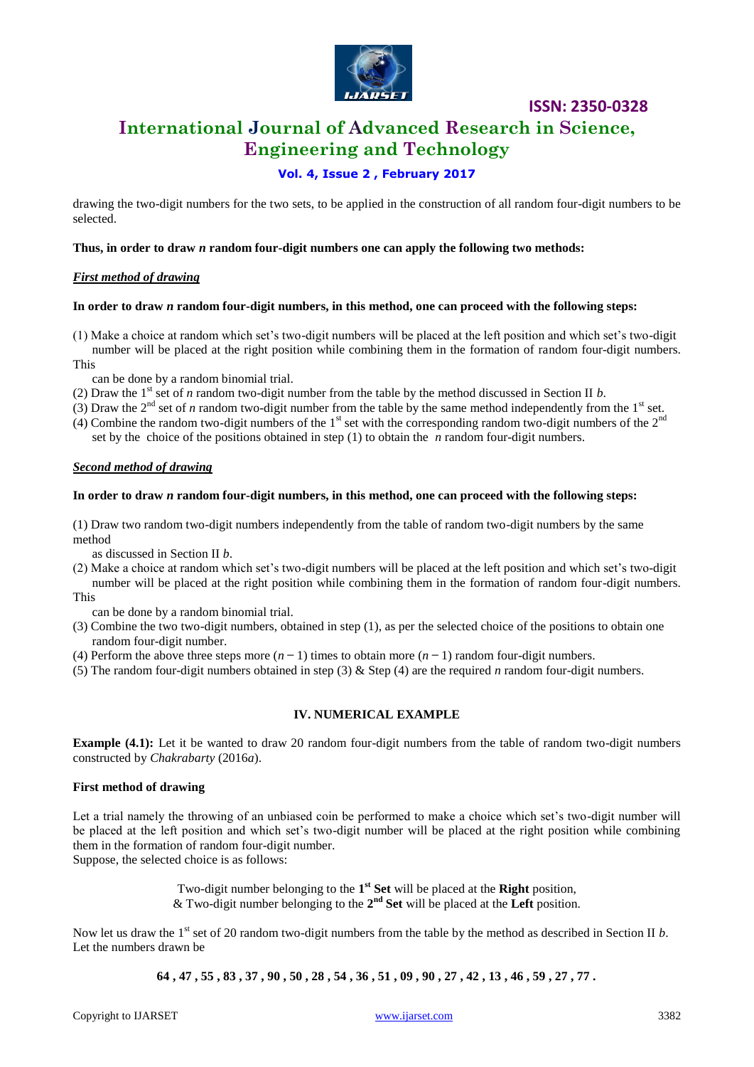drawing the two-digit numbers for the two sets, to be applied in the construction of all random four-digit numbers to be selected.

**Thus, in order to draw *n* random four-digit numbers one can apply the following two methods:**

***First method of drawing***

**In order to draw *n* random four-digit numbers, in this method, one can proceed with the following steps:**

(1) Make a choice at random which set's two-digit numbers will be placed at the left position and which set's two-digit number will be placed at the right position while combining them in the formation of random four-digit numbers. This can be done by a random binomial trial.

(2) Draw the 1st set of *n* random two-digit number from the table by the method discussed in Section II *b*.

(3) Draw the 2nd set of *n* random two-digit number from the table by the same method independently from the 1st set.

(4) Combine the random two-digit numbers of the 1st set with the corresponding random two-digit numbers of the 2nd set by the choice of the positions obtained in step (1) to obtain the *n* random four-digit numbers.

***Second method of drawing***

**In order to draw *n* random four-digit numbers, in this method, one can proceed with the following steps:**

(1) Draw two random two-digit numbers independently from the table of random two-digit numbers by the same method as discussed in Section II *b*.

(2) Make a choice at random which set's two-digit numbers will be placed at the left position and which set's two-digit number will be placed at the right position while combining them in the formation of random four-digit numbers. This can be done by a random binomial trial.

(3) Combine the two two-digit numbers, obtained in step (1), as per the selected choice of the positions to obtain one random four-digit number.

(4) Perform the above three steps more $(n - 1)$ times to obtain more $(n - 1)$ random four-digit numbers.

(5) The random four-digit numbers obtained in step (3) & Step (4) are the required *n* random four-digit numbers.

## IV. NUMERICAL EXAMPLE

**Example (4.1):** Let it be wanted to draw 20 random four-digit numbers from the table of random two-digit numbers constructed by *Chakrabarty* (2016*a*).

**First method of drawing**

Let a trial namely the throwing of an unbiased coin be performed to make a choice which set's two-digit number will be placed at the left position and which set's two-digit number will be placed at the right position while combining them in the formation of random four-digit number.
Suppose, the selected choice is as follows:

Two-digit number belonging to the **1st Set** will be placed at the **Right** position,
& Two-digit number belonging to the **2nd Set** will be placed at the **Left** position.

Now let us draw the 1st set of 20 random two-digit numbers from the table by the method as described in Section II *b*.
Let the numbers drawn be

**64 , 47 , 55 , 83 , 37 , 90 , 50 , 28 , 54 , 36 , 51 , 09 , 90 , 27 , 42 , 13 , 46 , 59 , 27 , 77 .**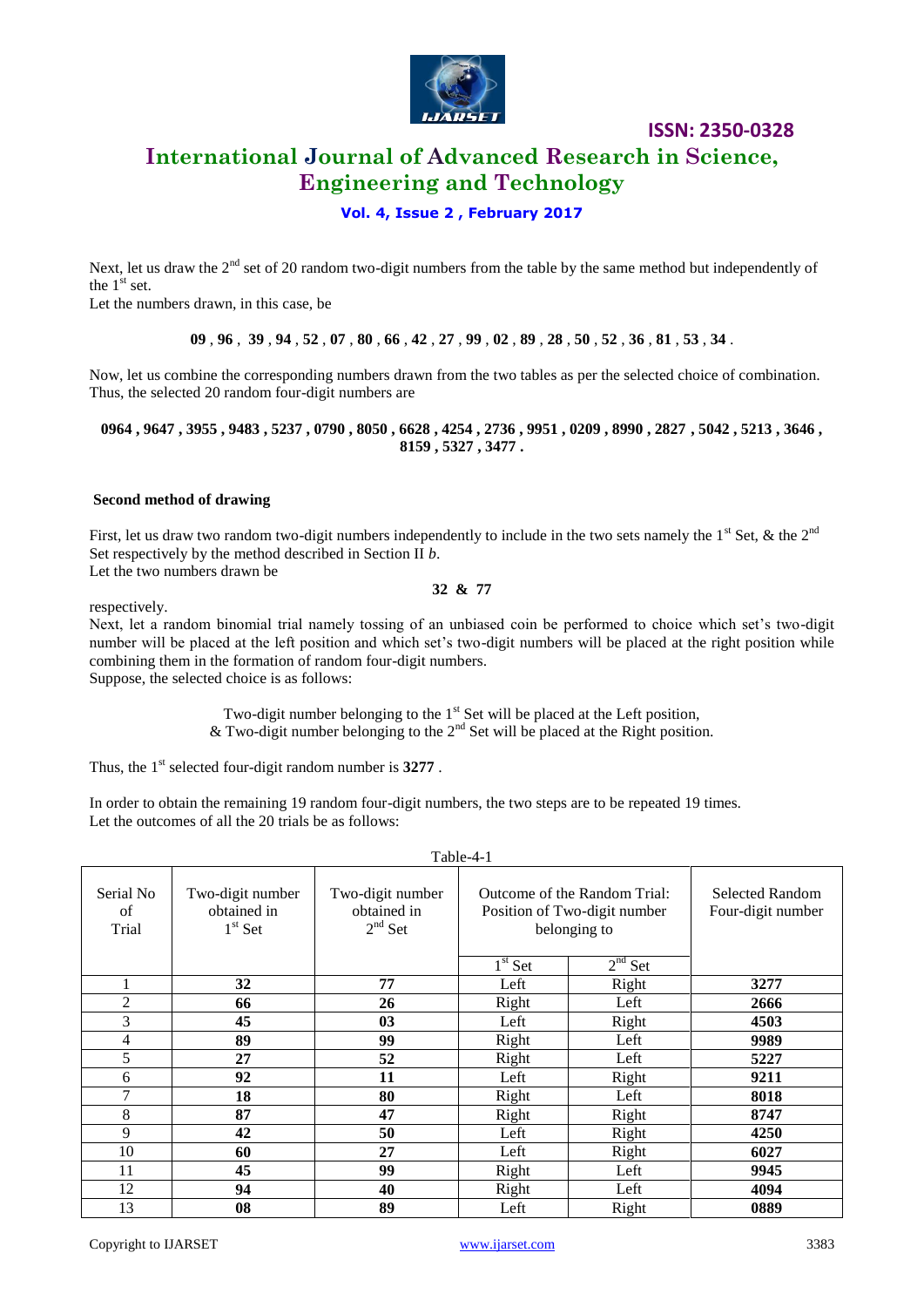Next, let us draw the 2nd set of 20 random two-digit numbers from the table by the same method but independently of the 1st set.

Let the numbers drawn, in this case, be

**09** , **96** , **39** , **94** , **52** , **07** , **80** , **66** , **42** , **27** , **99** , **02** , **89** , **28** , **50** , **52** , **36** , **81** , **53** , **34** .

Now, let us combine the corresponding numbers drawn from the two tables as per the selected choice of combination. Thus, the selected 20 random four-digit numbers are

**0964 , 9647 , 3955 , 9483 , 5237 , 0790 , 8050 , 6628 , 4254 , 2736 , 9951 , 0209 , 8990 , 2827 , 5042 , 5213 , 3646 , 8159 , 5327 , 3477 .**

**Second method of drawing**

First, let us draw two random two-digit numbers independently to include in the two sets namely the 1st Set, & the 2nd Set respectively by the method described in Section II *b*.

Let the two numbers drawn be

**32 & 77**

respectively.

Next, let a random binomial trial namely tossing of an unbiased coin be performed to choice which set's two-digit number will be placed at the left position and which set's two-digit numbers will be placed at the right position while combining them in the formation of random four-digit numbers.

Suppose, the selected choice is as follows:

Two-digit number belonging to the 1st Set will be placed at the Left position,
& Two-digit number belonging to the 2nd Set will be placed at the Right position.

Thus, the 1st selected four-digit random number is **3277** .

In order to obtain the remaining 19 random four-digit numbers, the two steps are to be repeated 19 times.
Let the outcomes of all the 20 trials be as follows:

Table-4-1

| Serial No of Trial | Two-digit number obtained in 1st Set | Two-digit number obtained in 2nd Set | Outcome of the Random Trial: Position of Two-digit number belonging to | | Selected Random Four-digit number |
|---|---|---|---|---|---|
| | | | 1st Set | 2nd Set | |
| 1 | **32** | **77** | Left | Right | **3277** |
| 2 | **66** | **26** | Right | Left | **2666** |
| 3 | **45** | **03** | Left | Right | **4503** |
| 4 | **89** | **99** | Right | Left | **9989** |
| 5 | **27** | **52** | Right | Left | **5227** |
| 6 | **92** | **11** | Left | Right | **9211** |
| 7 | **18** | **80** | Right | Left | **8018** |
| 8 | **87** | **47** | Right | Right | **8747** |
| 9 | **42** | **50** | Left | Right | **4250** |
| 10 | **60** | **27** | Left | Right | **6027** |
| 11 | **45** | **99** | Right | Left | **9945** |
| 12 | **94** | **40** | Right | Left | **4094** |
| 13 | **08** | **89** | Left | Right | **0889** |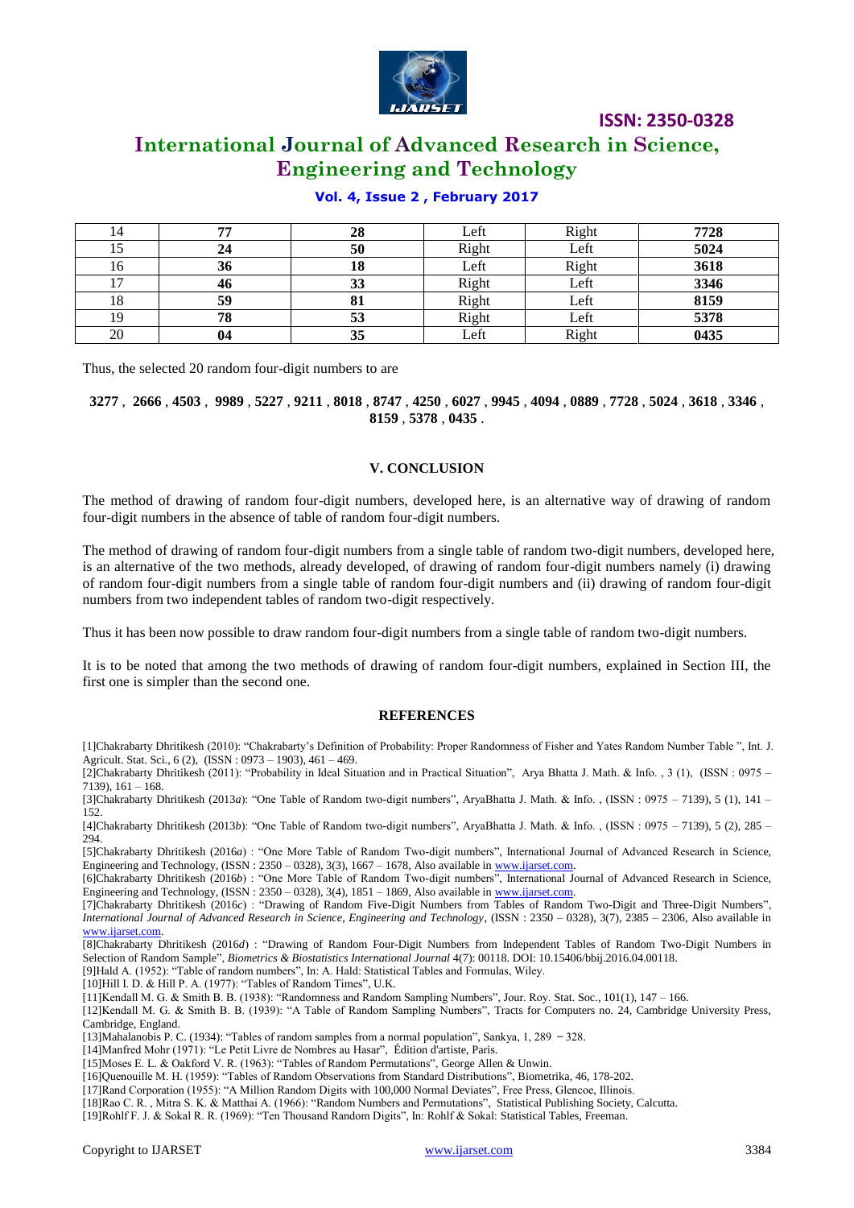| 14 | **77** | **28** | Left | Right | **7728** |
|---|---|---|---|---|---|
| 15 | **24** | **50** | Right | Left | **5024** |
| 16 | **36** | **18** | Left | Right | **3618** |
| 17 | **46** | **33** | Right | Left | **3346** |
| 18 | **59** | **81** | Right | Left | **8159** |
| 19 | **78** | **53** | Right | Left | **5378** |
| 20 | **04** | **35** | Left | Right | **0435** |

Thus, the selected 20 random four-digit numbers to are

**3277** , **2666** , **4503** , **9989** , **5227** , **9211** , **8018** , **8747** , **4250** , **6027** , **9945** , **4094** , **0889** , **7728** , **5024** , **3618** , **3346** , **8159** , **5378** , **0435** .

## V. CONCLUSION

The method of drawing of random four-digit numbers, developed here, is an alternative way of drawing of random four-digit numbers in the absence of table of random four-digit numbers.

The method of drawing of random four-digit numbers from a single table of random two-digit numbers, developed here, is an alternative of the two methods, already developed, of drawing of random four-digit numbers namely (i) drawing of random four-digit numbers from a single table of random four-digit numbers and (ii) drawing of random four-digit numbers from two independent tables of random two-digit respectively.

Thus it has been now possible to draw random four-digit numbers from a single table of random two-digit numbers.

It is to be noted that among the two methods of drawing of random four-digit numbers, explained in Section III, the first one is simpler than the second one.

## REFERENCES

[1]Chakrabarty Dhritikesh (2010): "Chakrabarty's Definition of Probability: Proper Randomness of Fisher and Yates Random Number Table ", Int. J. Agricult. Stat. Sci., 6 (2), (ISSN : 0973 – 1903), 461 – 469.

[2]Chakrabarty Dhritikesh (2011): "Probability in Ideal Situation and in Practical Situation", Arya Bhatta J. Math. & Info. , 3 (1), (ISSN : 0975 – 7139), 161 – 168.

[3]Chakrabarty Dhritikesh (2013*a*): "One Table of Random two-digit numbers", AryaBhatta J. Math. & Info. , (ISSN : 0975 – 7139), 5 (1), 141 – 152.

[4]Chakrabarty Dhritikesh (2013*b*): "One Table of Random two-digit numbers", AryaBhatta J. Math. & Info. , (ISSN : 0975 – 7139), 5 (2), 285 – 294.

[5]Chakrabarty Dhritikesh (2016*a*) : "One More Table of Random Two-digit numbers", International Journal of Advanced Research in Science, Engineering and Technology, (ISSN : 2350 – 0328), 3(3), 1667 – 1678, Also available in www.ijarset.com.

[6]Chakrabarty Dhritikesh (2016*b*) : "One More Table of Random Two-digit numbers", International Journal of Advanced Research in Science, Engineering and Technology, (ISSN : 2350 – 0328), 3(4), 1851 – 1869, Also available in www.ijarset.com.

[7]Chakrabarty Dhritikesh (2016*c*) : "Drawing of Random Five-Digit Numbers from Tables of Random Two-Digit and Three-Digit Numbers", *International Journal of Advanced Research in Science, Engineering and Technology*, (ISSN : 2350 – 0328), 3(7), 2385 – 2306, Also available in www.ijarset.com.

[8]Chakrabarty Dhritikesh (2016*d*) : "Drawing of Random Four-Digit Numbers from Independent Tables of Random Two-Digit Numbers in Selection of Random Sample", *Biometrics & Biostatistics International Journal* 4(7): 00118. DOI: 10.15406/bbij.2016.04.00118.

[9]Hald A. (1952): "Table of random numbers", In: A. Hald: Statistical Tables and Formulas, Wiley.

[10]Hill I. D. & Hill P. A. (1977): "Tables of Random Times", U.K.

[11]Kendall M. G. & Smith B. B. (1938): "Randomness and Random Sampling Numbers", Jour. Roy. Stat. Soc., 101(1), 147 – 166.

[12]Kendall M. G. & Smith B. B. (1939): "A Table of Random Sampling Numbers", Tracts for Computers no. 24, Cambridge University Press, Cambridge, England.

[13]Mahalanobis P. C. (1934): "Tables of random samples from a normal population", Sankya, 1, 289 – 328.

[14]Manfred Mohr (1971): "Le Petit Livre de Nombres au Hasar", Édition d'artiste, Paris.

[15]Moses E. L. & Oakford V. R. (1963): "Tables of Random Permutations", George Allen & Unwin.

[16]Quenouille M. H. (1959): "Tables of Random Observations from Standard Distributions", Biometrika, 46, 178-202.

[17]Rand Corporation (1955): "A Million Random Digits with 100,000 Normal Deviates", Free Press, Glencoe, Illinois.

[18]Rao C. R. , Mitra S. K. & Matthai A. (1966): "Random Numbers and Permutations", Statistical Publishing Society, Calcutta.

[19]Rohlf F. J. & Sokal R. R. (1969): "Ten Thousand Random Digits", In: Rohlf & Sokal: Statistical Tables, Freeman.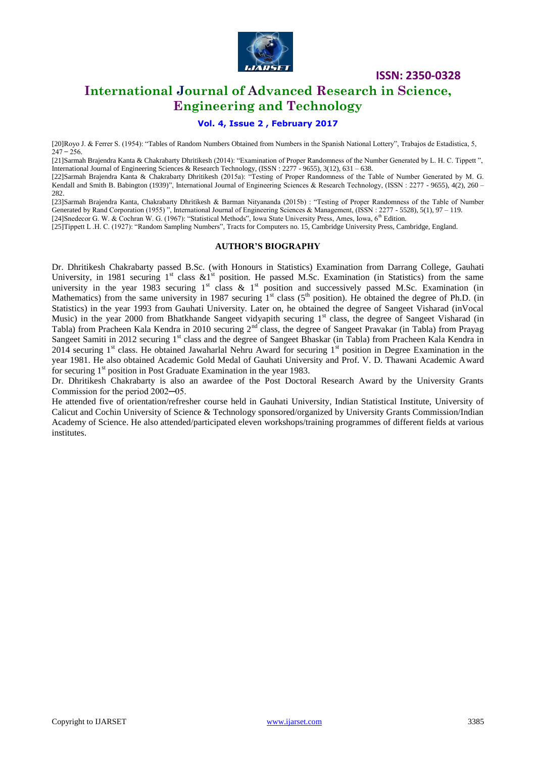[20]Royo J. & Ferrer S. (1954): "Tables of Random Numbers Obtained from Numbers in the Spanish National Lottery", Trabajos de Estadistica, 5, 247 – 256.

[21]Sarmah Brajendra Kanta & Chakrabarty Dhritikesh (2014): "Examination of Proper Randomness of the Number Generated by L. H. C. Tippett ", International Journal of Engineering Sciences & Research Technology, (ISSN : 2277 - 9655), 3(12), 631 – 638.

[22]Sarmah Brajendra Kanta & Chakrabarty Dhritikesh (2015a): "Testing of Proper Randomness of the Table of Number Generated by M. G. Kendall and Smith B. Babington (1939)", International Journal of Engineering Sciences & Research Technology, (ISSN : 2277 - 9655), 4(2), 260 – 282.

[23]Sarmah Brajendra Kanta, Chakrabarty Dhritikesh & Barman Nityananda (2015b) : "Testing of Proper Randomness of the Table of Number Generated by Rand Corporation (1955) ", International Journal of Engineering Sciences & Management, (ISSN : 2277 - 5528), 5(1), 97 – 119.

[24]Snedecor G. W. & Cochran W. G. (1967): "Statistical Methods", Iowa State University Press, Ames, Iowa, 6th Edition.

[25]Tippett L .H. C. (1927): "Random Sampling Numbers", Tracts for Computers no. 15, Cambridge University Press, Cambridge, England.

## AUTHOR'S BIOGRAPHY

Dr. Dhritikesh Chakrabarty passed B.Sc. (with Honours in Statistics) Examination from Darrang College, Gauhati University, in 1981 securing 1st class &1st position. He passed M.Sc. Examination (in Statistics) from the same university in the year 1983 securing 1st class & 1st position and successively passed M.Sc. Examination (in Mathematics) from the same university in 1987 securing 1st class (5th position). He obtained the degree of Ph.D. (in Statistics) in the year 1993 from Gauhati University. Later on, he obtained the degree of Sangeet Visharad (inVocal Music) in the year 2000 from Bhatkhande Sangeet vidyapith securing 1st class, the degree of Sangeet Visharad (in Tabla) from Pracheen Kala Kendra in 2010 securing 2nd class, the degree of Sangeet Pravakar (in Tabla) from Prayag Sangeet Samiti in 2012 securing 1st class and the degree of Sangeet Bhaskar (in Tabla) from Pracheen Kala Kendra in 2014 securing 1st class. He obtained Jawaharlal Nehru Award for securing 1st position in Degree Examination in the year 1981. He also obtained Academic Gold Medal of Gauhati University and Prof. V. D. Thawani Academic Award for securing 1st position in Post Graduate Examination in the year 1983.

Dr. Dhritikesh Chakrabarty is also an awardee of the Post Doctoral Research Award by the University Grants Commission for the period 2002─05.

He attended five of orientation/refresher course held in Gauhati University, Indian Statistical Institute, University of Calicut and Cochin University of Science & Technology sponsored/organized by University Grants Commission/Indian Academy of Science. He also attended/participated eleven workshops/training programmes of different fields at various institutes.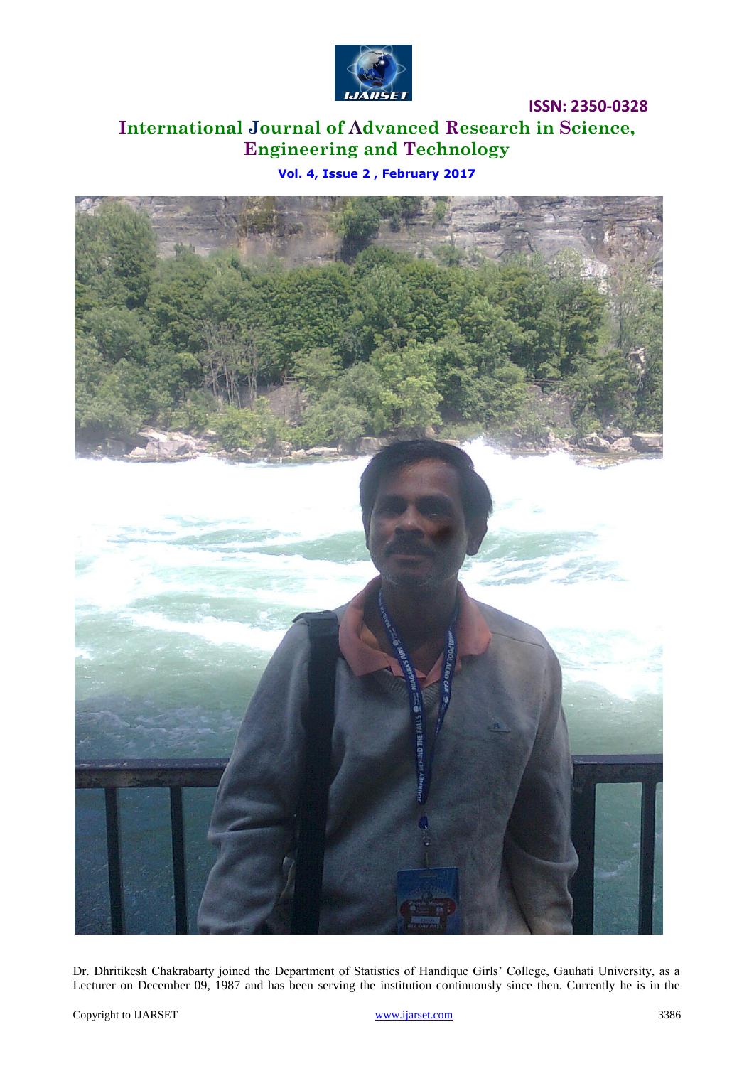Dr. Dhritikesh Chakrabarty joined the Department of Statistics of Handique Girls' College, Gauhati University, as a Lecturer on December 09, 1987 and has been serving the institution continuously since then. Currently he is in the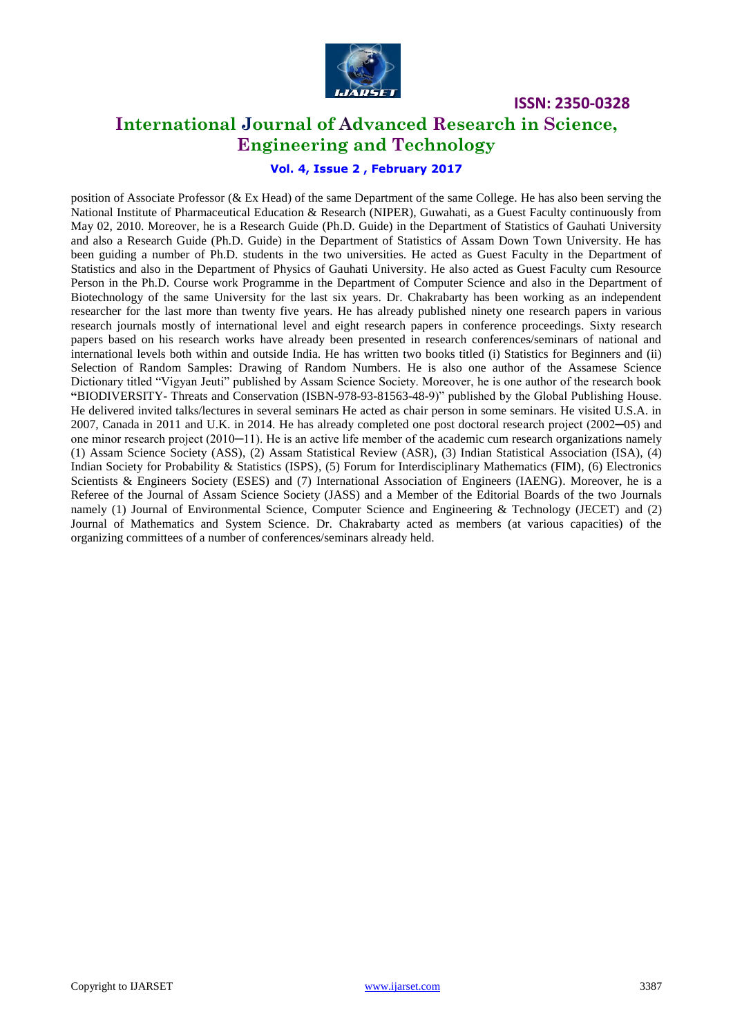position of Associate Professor (& Ex Head) of the same Department of the same College. He has also been serving the National Institute of Pharmaceutical Education & Research (NIPER), Guwahati, as a Guest Faculty continuously from May 02, 2010. Moreover, he is a Research Guide (Ph.D. Guide) in the Department of Statistics of Gauhati University and also a Research Guide (Ph.D. Guide) in the Department of Statistics of Assam Down Town University. He has been guiding a number of Ph.D. students in the two universities. He acted as Guest Faculty in the Department of Statistics and also in the Department of Physics of Gauhati University. He also acted as Guest Faculty cum Resource Person in the Ph.D. Course work Programme in the Department of Computer Science and also in the Department of Biotechnology of the same University for the last six years. Dr. Chakrabarty has been working as an independent researcher for the last more than twenty five years. He has already published ninety one research papers in various research journals mostly of international level and eight research papers in conference proceedings. Sixty research papers based on his research works have already been presented in research conferences/seminars of national and international levels both within and outside India. He has written two books titled (i) Statistics for Beginners and (ii) Selection of Random Samples: Drawing of Random Numbers. He is also one author of the Assamese Science Dictionary titled "Vigyan Jeuti" published by Assam Science Society. Moreover, he is one author of the research book "BIODIVERSITY- Threats and Conservation (ISBN-978-93-81563-48-9)" published by the Global Publishing House. He delivered invited talks/lectures in several seminars He acted as chair person in some seminars. He visited U.S.A. in 2007, Canada in 2011 and U.K. in 2014. He has already completed one post doctoral research project (2002─05) and one minor research project (2010─11). He is an active life member of the academic cum research organizations namely (1) Assam Science Society (ASS), (2) Assam Statistical Review (ASR), (3) Indian Statistical Association (ISA), (4) Indian Society for Probability & Statistics (ISPS), (5) Forum for Interdisciplinary Mathematics (FIM), (6) Electronics Scientists & Engineers Society (ESES) and (7) International Association of Engineers (IAENG). Moreover, he is a Referee of the Journal of Assam Science Society (JASS) and a Member of the Editorial Boards of the two Journals namely (1) Journal of Environmental Science, Computer Science and Engineering & Technology (JECET) and (2) Journal of Mathematics and System Science. Dr. Chakrabarty acted as members (at various capacities) of the organizing committees of a number of conferences/seminars already held.